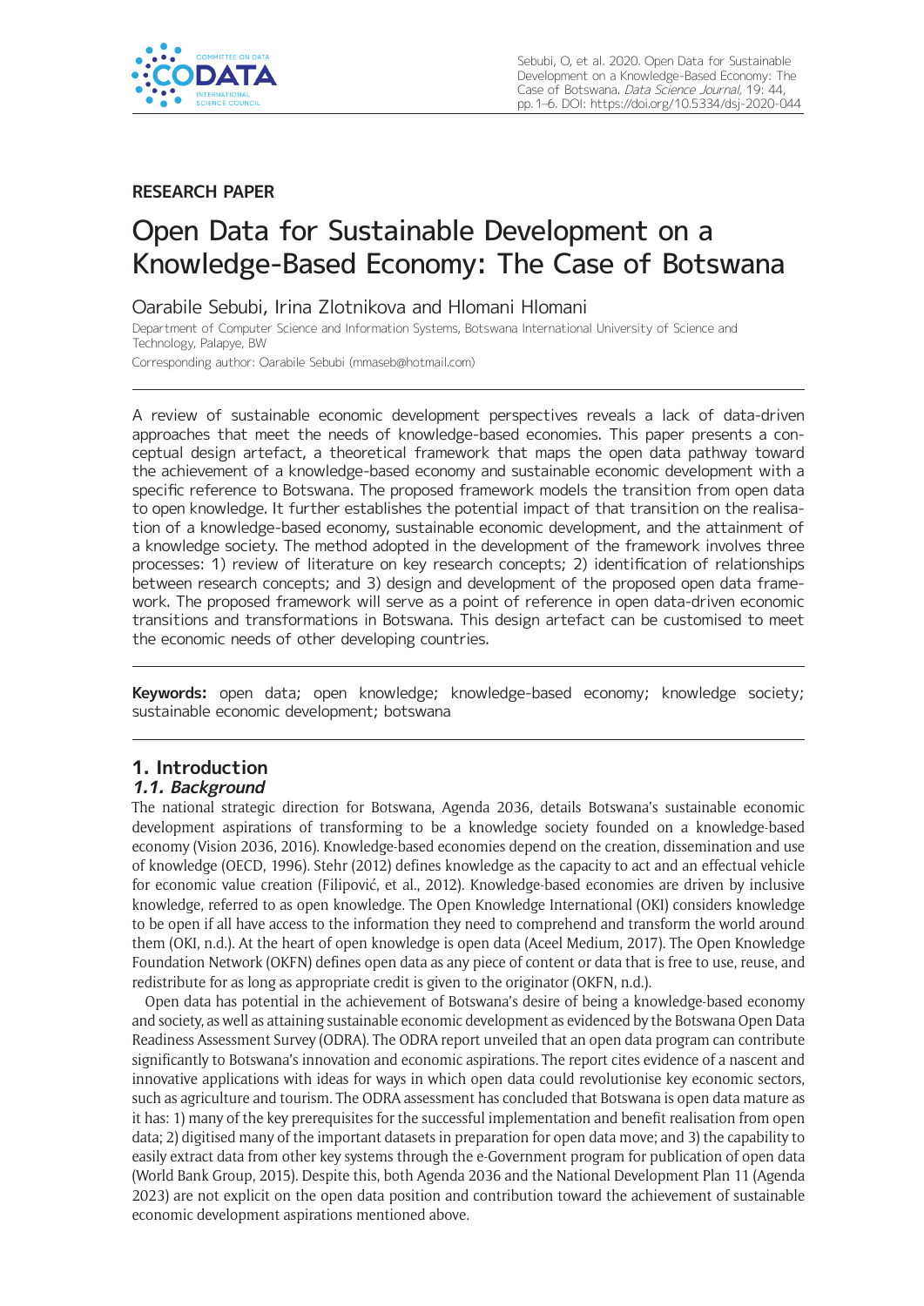RESEARCH PAPER

# Open Data for Sustainable Development on a Knowledge-Based Economy: The Case of Botswana

Oarabile Sebubi, Irina Zlotnikova and Hlomani Hlomani

Department of Computer Science and Information Systems, Botswana International University of Science and Technology, Palapye, BW

Corresponding author: Oarabile Sebubi (mmaseb@hotmail.com)

A review of sustainable economic development perspectives reveals a lack of data-driven approaches that meet the needs of knowledge-based economies. This paper presents a conceptual design artefact, a theoretical framework that maps the open data pathway toward the achievement of a knowledge-based economy and sustainable economic development with a specific reference to Botswana. The proposed framework models the transition from open data to open knowledge. It further establishes the potential impact of that transition on the realisation of a knowledge-based economy, sustainable economic development, and the attainment of a knowledge society. The method adopted in the development of the framework involves three processes: 1) review of literature on key research concepts; 2) identification of relationships between research concepts; and 3) design and development of the proposed open data framework. The proposed framework will serve as a point of reference in open data-driven economic transitions and transformations in Botswana. This design artefact can be customised to meet the economic needs of other developing countries.

**Keywords:** open data; open knowledge; knowledge-based economy; knowledge society; sustainable economic development; botswana

## 1. Introduction

### *1.1. Background*

The national strategic direction for Botswana, Agenda 2036, details Botswana's sustainable economic development aspirations of transforming to be a knowledge society founded on a knowledge-based economy (Vision 2036, 2016). Knowledge-based economies depend on the creation, dissemination and use of knowledge (OECD, 1996). Stehr (2012) defines knowledge as the capacity to act and an effectual vehicle for economic value creation (Filipović, et al., 2012). Knowledge-based economies are driven by inclusive knowledge, referred to as open knowledge. The Open Knowledge International (OKI) considers knowledge to be open if all have access to the information they need to comprehend and transform the world around them (OKI, n.d.). At the heart of open knowledge is open data (Aceel Medium, 2017). The Open Knowledge Foundation Network (OKFN) defines open data as any piece of content or data that is free to use, reuse, and redistribute for as long as appropriate credit is given to the originator (OKFN, n.d.).

Open data has potential in the achievement of Botswana's desire of being a knowledge-based economy and society, as well as attaining sustainable economic development as evidenced by the Botswana Open Data Readiness Assessment Survey (ODRA). The ODRA report unveiled that an open data program can contribute significantly to Botswana's innovation and economic aspirations. The report cites evidence of a nascent and innovative applications with ideas for ways in which open data could revolutionise key economic sectors, such as agriculture and tourism. The ODRA assessment has concluded that Botswana is open data mature as it has: 1) many of the key prerequisites for the successful implementation and benefit realisation from open data; 2) digitised many of the important datasets in preparation for open data move; and 3) the capability to easily extract data from other key systems through the e-Government program for publication of open data (World Bank Group, 2015). Despite this, both Agenda 2036 and the National Development Plan 11 (Agenda 2023) are not explicit on the open data position and contribution toward the achievement of sustainable economic development aspirations mentioned above.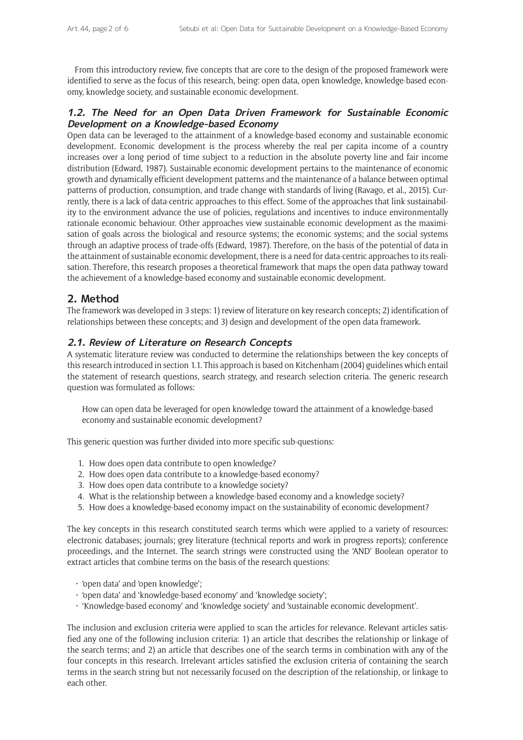From this introductory review, five concepts that are core to the design of the proposed framework were identified to serve as the focus of this research, being: open data, open knowledge, knowledge-based economy, knowledge society, and sustainable economic development.

### 1.2. The Need for an Open Data Driven Framework for Sustainable Economic Development on a Knowledge-based Economy

Open data can be leveraged to the attainment of a knowledge-based economy and sustainable economic development. Economic development is the process whereby the real per capita income of a country increases over a long period of time subject to a reduction in the absolute poverty line and fair income distribution (Edward, 1987). Sustainable economic development pertains to the maintenance of economic growth and dynamically efficient development patterns and the maintenance of a balance between optimal patterns of production, consumption, and trade change with standards of living (Ravago, et al., 2015). Currently, there is a lack of data-centric approaches to this effect. Some of the approaches that link sustainability to the environment advance the use of policies, regulations and incentives to induce environmentally rationale economic behaviour. Other approaches view sustainable economic development as the maximisation of goals across the biological and resource systems; the economic systems; and the social systems through an adaptive process of trade-offs (Edward, 1987). Therefore, on the basis of the potential of data in the attainment of sustainable economic development, there is a need for data-centric approaches to its realisation. Therefore, this research proposes a theoretical framework that maps the open data pathway toward the achievement of a knowledge-based economy and sustainable economic development.

## 2. Method

The framework was developed in 3 steps: 1) review of literature on key research concepts; 2) identification of relationships between these concepts; and 3) design and development of the open data framework.

### 2.1. Review of Literature on Research Concepts

A systematic literature review was conducted to determine the relationships between the key concepts of this research introduced in section 1.1. This approach is based on Kitchenham (2004) guidelines which entail the statement of research questions, search strategy, and research selection criteria. The generic research question was formulated as follows:

> How can open data be leveraged for open knowledge toward the attainment of a knowledge-based economy and sustainable economic development?

This generic question was further divided into more specific sub-questions:

1. How does open data contribute to open knowledge?
2. How does open data contribute to a knowledge-based economy?
3. How does open data contribute to a knowledge society?
4. What is the relationship between a knowledge-based economy and a knowledge society?
5. How does a knowledge-based economy impact on the sustainability of economic development?

The key concepts in this research constituted search terms which were applied to a variety of resources: electronic databases; journals; grey literature (technical reports and work in progress reports); conference proceedings, and the Internet. The search strings were constructed using the 'AND' Boolean operator to extract articles that combine terms on the basis of the research questions:

- 'open data' and 'open knowledge';
- 'open data' and 'knowledge-based economy' and 'knowledge society';
- 'Knowledge-based economy' and 'knowledge society' and 'sustainable economic development'.

The inclusion and exclusion criteria were applied to scan the articles for relevance. Relevant articles satisfied any one of the following inclusion criteria: 1) an article that describes the relationship or linkage of the search terms; and 2) an article that describes one of the search terms in combination with any of the four concepts in this research. Irrelevant articles satisfied the exclusion criteria of containing the search terms in the search string but not necessarily focused on the description of the relationship, or linkage to each other.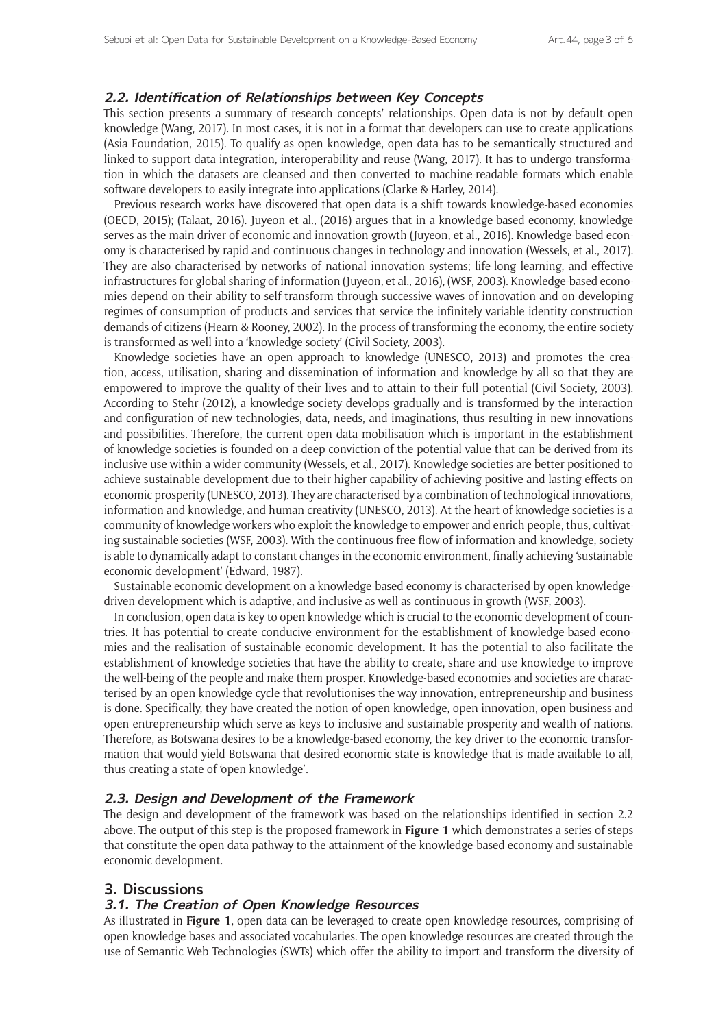### 2.2. Identification of Relationships between Key Concepts

This section presents a summary of research concepts' relationships. Open data is not by default open knowledge (Wang, 2017). In most cases, it is not in a format that developers can use to create applications (Asia Foundation, 2015). To qualify as open knowledge, open data has to be semantically structured and linked to support data integration, interoperability and reuse (Wang, 2017). It has to undergo transformation in which the datasets are cleansed and then converted to machine-readable formats which enable software developers to easily integrate into applications (Clarke & Harley, 2014).

Previous research works have discovered that open data is a shift towards knowledge-based economies (OECD, 2015); (Talaat, 2016). Juyeon et al., (2016) argues that in a knowledge-based economy, knowledge serves as the main driver of economic and innovation growth (Juyeon, et al., 2016). Knowledge-based economy is characterised by rapid and continuous changes in technology and innovation (Wessels, et al., 2017). They are also characterised by networks of national innovation systems; life-long learning, and effective infrastructures for global sharing of information (Juyeon, et al., 2016), (WSF, 2003). Knowledge-based economies depend on their ability to self-transform through successive waves of innovation and on developing regimes of consumption of products and services that service the infinitely variable identity construction demands of citizens (Hearn & Rooney, 2002). In the process of transforming the economy, the entire society is transformed as well into a 'knowledge society' (Civil Society, 2003).

Knowledge societies have an open approach to knowledge (UNESCO, 2013) and promotes the creation, access, utilisation, sharing and dissemination of information and knowledge by all so that they are empowered to improve the quality of their lives and to attain to their full potential (Civil Society, 2003). According to Stehr (2012), a knowledge society develops gradually and is transformed by the interaction and configuration of new technologies, data, needs, and imaginations, thus resulting in new innovations and possibilities. Therefore, the current open data mobilisation which is important in the establishment of knowledge societies is founded on a deep conviction of the potential value that can be derived from its inclusive use within a wider community (Wessels, et al., 2017). Knowledge societies are better positioned to achieve sustainable development due to their higher capability of achieving positive and lasting effects on economic prosperity (UNESCO, 2013). They are characterised by a combination of technological innovations, information and knowledge, and human creativity (UNESCO, 2013). At the heart of knowledge societies is a community of knowledge workers who exploit the knowledge to empower and enrich people, thus, cultivating sustainable societies (WSF, 2003). With the continuous free flow of information and knowledge, society is able to dynamically adapt to constant changes in the economic environment, finally achieving 'sustainable economic development' (Edward, 1987).

Sustainable economic development on a knowledge-based economy is characterised by open knowledge-driven development which is adaptive, and inclusive as well as continuous in growth (WSF, 2003).

In conclusion, open data is key to open knowledge which is crucial to the economic development of countries. It has potential to create conducive environment for the establishment of knowledge-based economies and the realisation of sustainable economic development. It has the potential to also facilitate the establishment of knowledge societies that have the ability to create, share and use knowledge to improve the well-being of the people and make them prosper. Knowledge-based economies and societies are characterised by an open knowledge cycle that revolutionises the way innovation, entrepreneurship and business is done. Specifically, they have created the notion of open knowledge, open innovation, open business and open entrepreneurship which serve as keys to inclusive and sustainable prosperity and wealth of nations. Therefore, as Botswana desires to be a knowledge-based economy, the key driver to the economic transformation that would yield Botswana that desired economic state is knowledge that is made available to all, thus creating a state of 'open knowledge'.

### 2.3. Design and Development of the Framework

The design and development of the framework was based on the relationships identified in section 2.2 above. The output of this step is the proposed framework in **Figure 1** which demonstrates a series of steps that constitute the open data pathway to the attainment of the knowledge-based economy and sustainable economic development.

## 3. Discussions

### 3.1. The Creation of Open Knowledge Resources

As illustrated in **Figure 1**, open data can be leveraged to create open knowledge resources, comprising of open knowledge bases and associated vocabularies. The open knowledge resources are created through the use of Semantic Web Technologies (SWTs) which offer the ability to import and transform the diversity of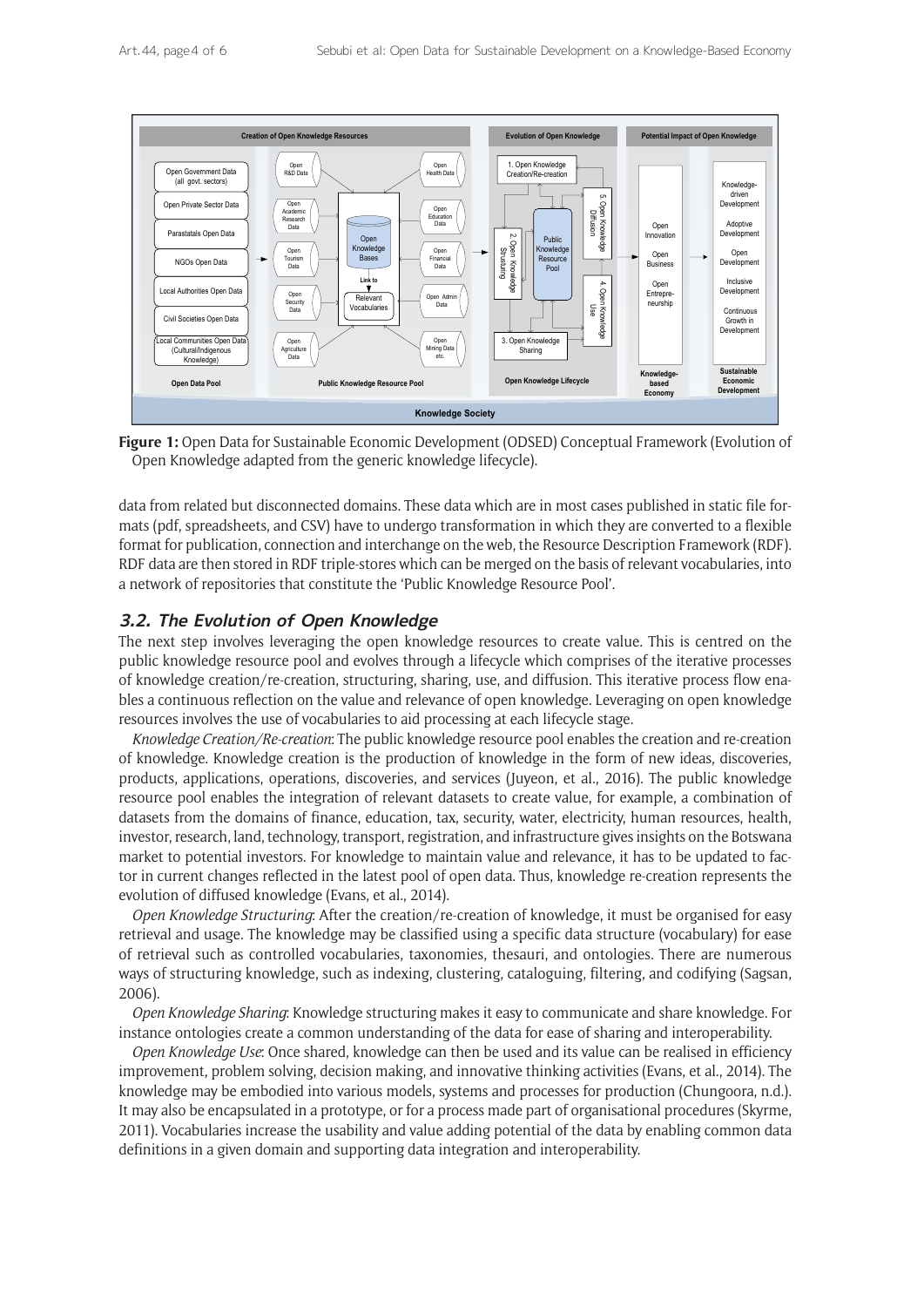**Figure 1:** Open Data for Sustainable Economic Development (ODSED) Conceptual Framework (Evolution of Open Knowledge adapted from the generic knowledge lifecycle).

data from related but disconnected domains. These data which are in most cases published in static file formats (pdf, spreadsheets, and CSV) have to undergo transformation in which they are converted to a flexible format for publication, connection and interchange on the web, the Resource Description Framework (RDF). RDF data are then stored in RDF triple-stores which can be merged on the basis of relevant vocabularies, into a network of repositories that constitute the 'Public Knowledge Resource Pool'.

### 3.2. The Evolution of Open Knowledge

The next step involves leveraging the open knowledge resources to create value. This is centred on the public knowledge resource pool and evolves through a lifecycle which comprises of the iterative processes of knowledge creation/re-creation, structuring, sharing, use, and diffusion. This iterative process flow enables a continuous reflection on the value and relevance of open knowledge. Leveraging on open knowledge resources involves the use of vocabularies to aid processing at each lifecycle stage.

*Knowledge Creation/Re-creation*: The public knowledge resource pool enables the creation and re-creation of knowledge. Knowledge creation is the production of knowledge in the form of new ideas, discoveries, products, applications, operations, discoveries, and services (Juyeon, et al., 2016). The public knowledge resource pool enables the integration of relevant datasets to create value, for example, a combination of datasets from the domains of finance, education, tax, security, water, electricity, human resources, health, investor, research, land, technology, transport, registration, and infrastructure gives insights on the Botswana market to potential investors. For knowledge to maintain value and relevance, it has to be updated to factor in current changes reflected in the latest pool of open data. Thus, knowledge re-creation represents the evolution of diffused knowledge (Evans, et al., 2014).

*Open Knowledge Structuring*: After the creation/re-creation of knowledge, it must be organised for easy retrieval and usage. The knowledge may be classified using a specific data structure (vocabulary) for ease of retrieval such as controlled vocabularies, taxonomies, thesauri, and ontologies. There are numerous ways of structuring knowledge, such as indexing, clustering, cataloguing, filtering, and codifying (Sagsan, 2006).

*Open Knowledge Sharing*: Knowledge structuring makes it easy to communicate and share knowledge. For instance ontologies create a common understanding of the data for ease of sharing and interoperability.

*Open Knowledge Use*: Once shared, knowledge can then be used and its value can be realised in efficiency improvement, problem solving, decision making, and innovative thinking activities (Evans, et al., 2014). The knowledge may be embodied into various models, systems and processes for production (Chungoora, n.d.). It may also be encapsulated in a prototype, or for a process made part of organisational procedures (Skyrme, 2011). Vocabularies increase the usability and value adding potential of the data by enabling common data definitions in a given domain and supporting data integration and interoperability.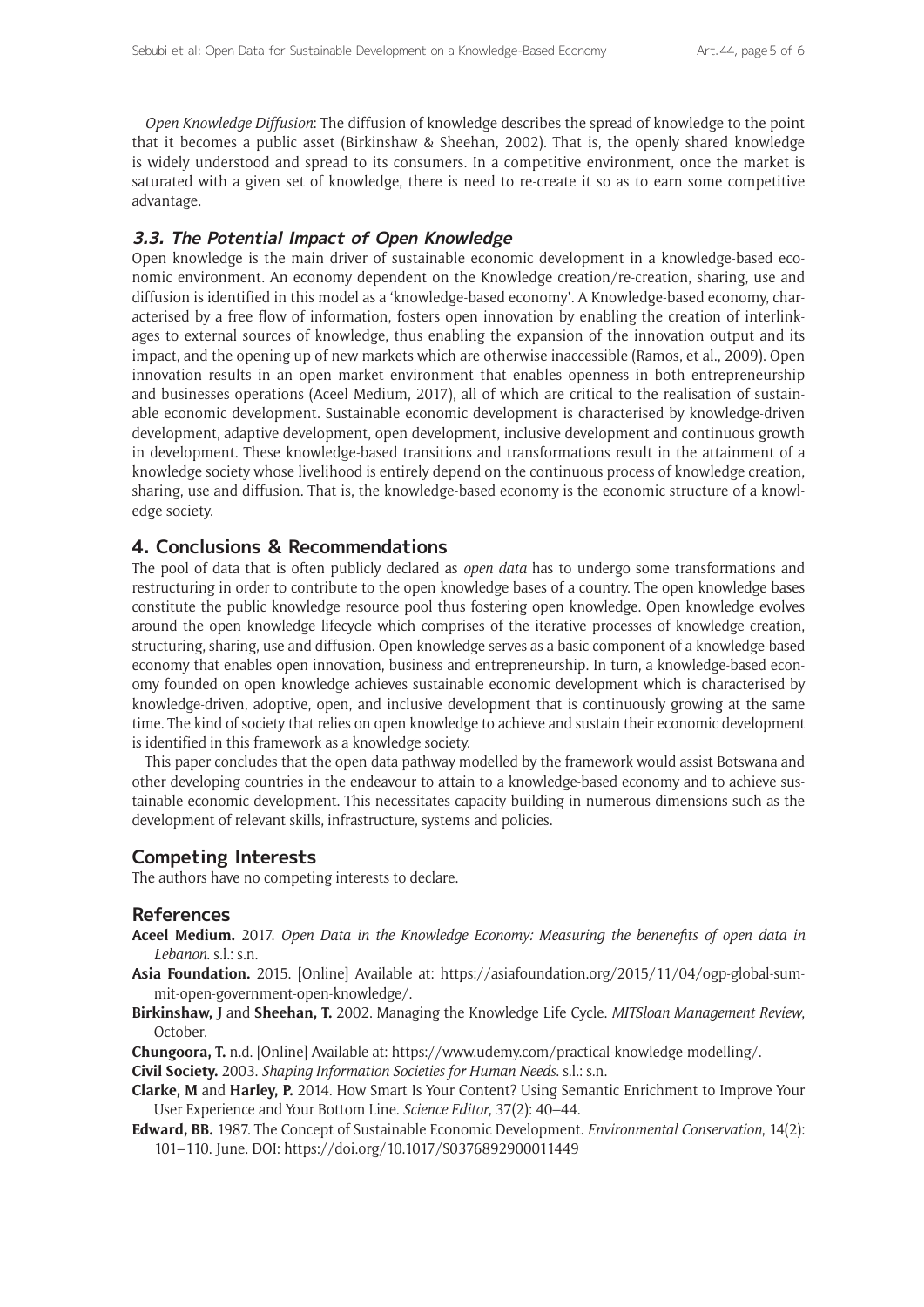*Open Knowledge Diffusion*: The diffusion of knowledge describes the spread of knowledge to the point that it becomes a public asset (Birkinshaw & Sheehan, 2002). That is, the openly shared knowledge is widely understood and spread to its consumers. In a competitive environment, once the market is saturated with a given set of knowledge, there is need to re-create it so as to earn some competitive advantage.

### 3.3. The Potential Impact of Open Knowledge

Open knowledge is the main driver of sustainable economic development in a knowledge-based economic environment. An economy dependent on the Knowledge creation/re-creation, sharing, use and diffusion is identified in this model as a 'knowledge-based economy'. A Knowledge-based economy, characterised by a free flow of information, fosters open innovation by enabling the creation of interlinkages to external sources of knowledge, thus enabling the expansion of the innovation output and its impact, and the opening up of new markets which are otherwise inaccessible (Ramos, et al., 2009). Open innovation results in an open market environment that enables openness in both entrepreneurship and businesses operations (Aceel Medium, 2017), all of which are critical to the realisation of sustainable economic development. Sustainable economic development is characterised by knowledge-driven development, adaptive development, open development, inclusive development and continuous growth in development. These knowledge-based transitions and transformations result in the attainment of a knowledge society whose livelihood is entirely depend on the continuous process of knowledge creation, sharing, use and diffusion. That is, the knowledge-based economy is the economic structure of a knowledge society.

## 4. Conclusions & Recommendations

The pool of data that is often publicly declared as *open data* has to undergo some transformations and restructuring in order to contribute to the open knowledge bases of a country. The open knowledge bases constitute the public knowledge resource pool thus fostering open knowledge. Open knowledge evolves around the open knowledge lifecycle which comprises of the iterative processes of knowledge creation, structuring, sharing, use and diffusion. Open knowledge serves as a basic component of a knowledge-based economy that enables open innovation, business and entrepreneurship. In turn, a knowledge-based economy founded on open knowledge achieves sustainable economic development which is characterised by knowledge-driven, adoptive, open, and inclusive development that is continuously growing at the same time. The kind of society that relies on open knowledge to achieve and sustain their economic development is identified in this framework as a knowledge society.

This paper concludes that the open data pathway modelled by the framework would assist Botswana and other developing countries in the endeavour to attain to a knowledge-based economy and to achieve sustainable economic development. This necessitates capacity building in numerous dimensions such as the development of relevant skills, infrastructure, systems and policies.

## Competing Interests

The authors have no competing interests to declare.

## References

**Aceel Medium.** 2017. *Open Data in the Knowledge Economy: Measuring the benenefits of open data in Lebanon*. s.l.: s.n.

**Asia Foundation.** 2015. [Online] Available at: https://asiafoundation.org/2015/11/04/ogp-global-summit-open-government-open-knowledge/.

**Birkinshaw, J** and **Sheehan, T.** 2002. Managing the Knowledge Life Cycle. *MITSloan Management Review*, October.

**Chungoora, T.** n.d. [Online] Available at: https://www.udemy.com/practical-knowledge-modelling/.

**Civil Society.** 2003. *Shaping Information Societies for Human Needs*. s.l.: s.n.

**Clarke, M** and **Harley, P.** 2014. How Smart Is Your Content? Using Semantic Enrichment to Improve Your User Experience and Your Bottom Line. *Science Editor*, 37(2): 40–44.

**Edward, BB.** 1987. The Concept of Sustainable Economic Development. *Environmental Conservation*, 14(2): 101–110. June. DOI: https://doi.org/10.1017/S0376892900011449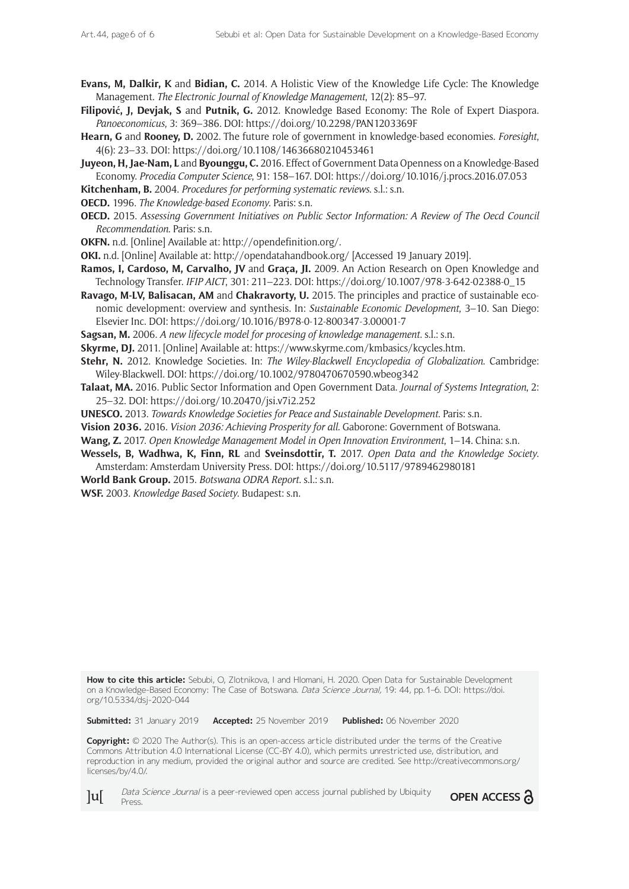**Evans, M, Dalkir, K** and **Bidian, C.** 2014. A Holistic View of the Knowledge Life Cycle: The Knowledge Management. *The Electronic Journal of Knowledge Management*, 12(2): 85–97.

**Filipović, J, Devjak, S** and **Putnik, G.** 2012. Knowledge Based Economy: The Role of Expert Diaspora. *Panoeconomicus*, 3: 369–386. DOI: https://doi.org/10.2298/PAN1203369F

**Hearn, G** and **Rooney, D.** 2002. The future role of government in knowledge-based economies. *Foresight*, 4(6): 23–33. DOI: https://doi.org/10.1108/14636680210453461

**Juyeon, H, Jae-Nam, L** and **Byounggu, C.** 2016. Effect of Government Data Openness on a Knowledge-Based Economy. *Procedia Computer Science*, 91: 158–167. DOI: https://doi.org/10.1016/j.procs.2016.07.053

**Kitchenham, B.** 2004. *Procedures for performing systematic reviews*. s.l.: s.n.

**OECD.** 1996. *The Knowledge-based Economy*. Paris: s.n.

**OECD.** 2015. *Assessing Government Initiatives on Public Sector Information: A Review of The Oecd Council Recommendation*. Paris: s.n.

**OKFN.** n.d. [Online] Available at: http://opendefinition.org/.

**OKI.** n.d. [Online] Available at: http://opendatahandbook.org/ [Accessed 19 January 2019].

**Ramos, I, Cardoso, M, Carvalho, JV** and **Graça, JI.** 2009. An Action Research on Open Knowledge and Technology Transfer. *IFIP AICT*, 301: 211–223. DOI: https://doi.org/10.1007/978-3-642-02388-0_15

**Ravago, M-LV, Balisacan, AM** and **Chakravorty, U.** 2015. The principles and practice of sustainable economic development: overview and synthesis. In: *Sustainable Economic Development*, 3–10. San Diego: Elsevier Inc. DOI: https://doi.org/10.1016/B978-0-12-800347-3.00001-7

**Sagsan, M.** 2006. *A new lifecycle model for procesing of knowledge management*. s.l.: s.n.

**Skyrme, DJ.** 2011. [Online] Available at: https://www.skyrme.com/kmbasics/kcycles.htm.

**Stehr, N.** 2012. Knowledge Societies. In: *The Wiley-Blackwell Encyclopedia of Globalization*. Cambridge: Wiley-Blackwell. DOI: https://doi.org/10.1002/9780470670590.wbeog342

**Talaat, MA.** 2016. Public Sector Information and Open Government Data. *Journal of Systems Integration*, 2: 25–32. DOI: https://doi.org/10.20470/jsi.v7i2.252

**UNESCO.** 2013. *Towards Knowledge Societies for Peace and Sustainable Development*. Paris: s.n.

**Vision 2036.** 2016. *Vision 2036: Achieving Prosperity for all*. Gaborone: Government of Botswana.

**Wang, Z.** 2017. *Open Knowledge Management Model in Open Innovation Environment*, 1–14. China: s.n.

**Wessels, B, Wadhwa, K, Finn, RL** and **Sveinsdottir, T.** 2017. *Open Data and the Knowledge Society*. Amsterdam: Amsterdam University Press. DOI: https://doi.org/10.5117/9789462980181

**World Bank Group.** 2015. *Botswana ODRA Report*. s.l.: s.n.

**WSF.** 2003. *Knowledge Based Society*. Budapest: s.n.

**How to cite this article:** Sebubi, O, Zlotnikova, I and Hlomani, H. 2020. Open Data for Sustainable Development on a Knowledge-Based Economy: The Case of Botswana. *Data Science Journal*, 19: 44, pp. 1–6. DOI: https://doi.org/10.5334/dsj-2020-044

**Submitted:** 31 January 2019 **Accepted:** 25 November 2019 **Published:** 06 November 2020

**Copyright:** © 2020 The Author(s). This is an open-access article distributed under the terms of the Creative Commons Attribution 4.0 International License (CC-BY 4.0), which permits unrestricted use, distribution, and reproduction in any medium, provided the original author and source are credited. See http://creativecommons.org/licenses/by/4.0/.

*Data Science Journal* is a peer-reviewed open access journal published by Ubiquity Press.

**OPEN ACCESS**